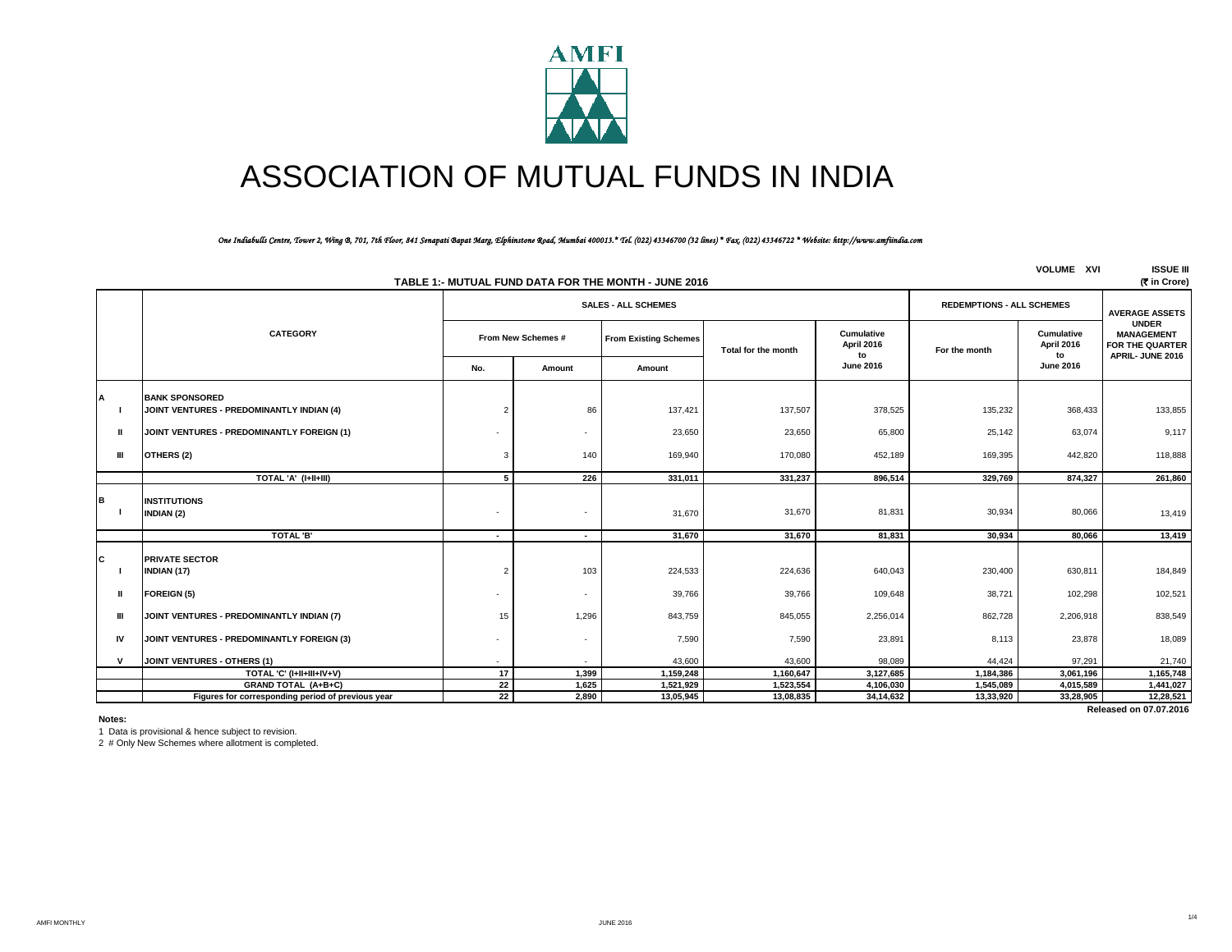# ASSOCIATION OF MUTUAL FUNDS IN INDIA

*One Indiabulls Centre, Tower 2, Wing B, 701, 7th Floor, 841 Senapati Bapat Marg, Elphinstone Road, Mumbai 400013.* Tel. (022) 43346700 (32 lines) * Fax. (022) 43346722 * Website: http://www.amfiindia.com*

VOLUME XVI ISSUE III

## TABLE 1:- MUTUAL FUND DATA FOR THE MONTH - JUNE 2016

(₹ in Crore)

| | CATEGORY | SALES - ALL SCHEMES | | | | | REDEMPTIONS - ALL SCHEMES | | AVERAGE ASSETS UNDER MANAGEMENT FOR THE QUARTER APRIL- JUNE 2016 |
|---|---|---|---|---|---|---|---|---|---|
| | | From New Schemes # | | From Existing Schemes | Total for the month | Cumulative April 2016 to June 2016 | For the month | Cumulative April 2016 to June 2016 | |
| | | No. | Amount | Amount | | | | | |
| **A** | **BANK SPONSORED** | | | | | | | | |
| I | JOINT VENTURES - PREDOMINANTLY INDIAN (4) | 2 | 86 | 137,421 | 137,507 | 378,525 | 135,232 | 368,433 | 133,855 |
| II | JOINT VENTURES - PREDOMINANTLY FOREIGN (1) | - | - | 23,650 | 23,650 | 65,800 | 25,142 | 63,074 | 9,117 |
| III | OTHERS (2) | 3 | 140 | 169,940 | 170,080 | 452,189 | 169,395 | 442,820 | 118,888 |
| | **TOTAL 'A' (I+II+III)** | **5** | **226** | **331,011** | **331,237** | **896,514** | **329,769** | **874,327** | **261,860** |
| **B** | **INSTITUTIONS** | | | | | | | | |
| I | INDIAN (2) | - | - | 31,670 | 31,670 | 81,831 | 30,934 | 80,066 | 13,419 |
| | **TOTAL 'B'** | **-** | **-** | **31,670** | **31,670** | **81,831** | **30,934** | **80,066** | **13,419** |
| **C** | **PRIVATE SECTOR** | | | | | | | | |
| I | INDIAN (17) | 2 | 103 | 224,533 | 224,636 | 640,043 | 230,400 | 630,811 | 184,849 |
| II | FOREIGN (5) | - | - | 39,766 | 39,766 | 109,648 | 38,721 | 102,298 | 102,521 |
| III | JOINT VENTURES - PREDOMINANTLY INDIAN (7) | 15 | 1,296 | 843,759 | 845,055 | 2,256,014 | 862,728 | 2,206,918 | 838,549 |
| IV | JOINT VENTURES - PREDOMINANTLY FOREIGN (3) | - | - | 7,590 | 7,590 | 23,891 | 8,113 | 23,878 | 18,089 |
| V | JOINT VENTURES - OTHERS (1) | - | - | 43,600 | 43,600 | 98,089 | 44,424 | 97,291 | 21,740 |
| | **TOTAL 'C' (I+II+III+IV+V)** | **17** | **1,399** | **1,159,248** | **1,160,647** | **3,127,685** | **1,184,386** | **3,061,196** | **1,165,748** |
| | **GRAND TOTAL (A+B+C)** | **22** | **1,625** | **1,521,929** | **1,523,554** | **4,106,030** | **1,545,089** | **4,015,589** | **1,441,027** |
| | **Figures for corresponding period of previous year** | **22** | **2,890** | **13,05,945** | **13,08,835** | **34,14,632** | **13,33,920** | **33,28,905** | **12,28,521** |

**Released on 07.07.2016**

**Notes:**

1 Data is provisional & hence subject to revision.

2 # Only New Schemes where allotment is completed.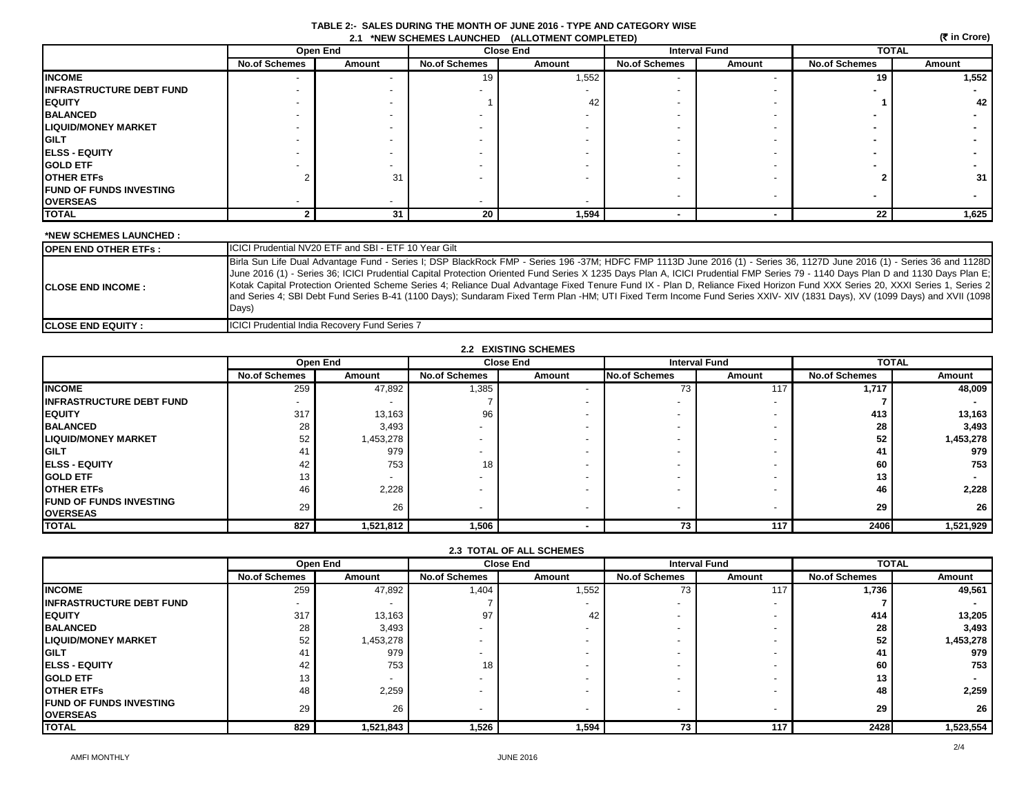# TABLE 2:- SALES DURING THE MONTH OF JUNE 2016 - TYPE AND CATEGORY WISE

## 2.1 *NEW SCHEMES LAUNCHED (ALLOTMENT COMPLETED)

(₹ in Crore)

| | Open End | | Close End | | Interval Fund | | TOTAL | |
|---|---|---|---|---|---|---|---|---|
| | No.of Schemes | Amount | No.of Schemes | Amount | No.of Schemes | Amount | No.of Schemes | Amount |
| **INCOME** | - | - | 19 | 1,552 | - | - | **19** | **1,552** |
| **INFRASTRUCTURE DEBT FUND** | - | - | - | - | - | - | **-** | **-** |
| **EQUITY** | - | - | 1 | 42 | - | - | **1** | **42** |
| **BALANCED** | - | - | - | - | - | - | **-** | **-** |
| **LIQUID/MONEY MARKET** | - | - | - | - | - | - | **-** | **-** |
| **GILT** | - | - | - | - | - | - | **-** | **-** |
| **ELSS - EQUITY** | - | - | - | - | - | - | **-** | **-** |
| **GOLD ETF** | - | - | - | - | - | - | **-** | **-** |
| **OTHER ETFs** | 2 | 31 | - | - | - | - | **2** | **31** |
| **FUND OF FUNDS INVESTING OVERSEAS** | - | - | - | - | - | - | **-** | **-** |
| **TOTAL** | **2** | **31** | **20** | **1,594** | **-** | **-** | **22** | **1,625** |

**\*NEW SCHEMES LAUNCHED :**

| | |
|---|---|
| **OPEN END OTHER ETFs :** | ICICI Prudential NV20 ETF and SBI - ETF 10 Year Gilt |
| **CLOSE END INCOME :** | Birla Sun Life Dual Advantage Fund - Series I; DSP BlackRock FMP - Series 196 -37M; HDFC FMP 1113D June 2016 (1) - Series 36, 1127D June 2016 (1) - Series 36 and 1128D June 2016 (1) - Series 36; ICICI Prudential Capital Protection Oriented Fund Series X 1235 Days Plan A, ICICI Prudential FMP Series 79 - 1140 Days Plan D and 1130 Days Plan E; Kotak Capital Protection Oriented Scheme Series 4; Reliance Dual Advantage Fixed Tenure Fund IX - Plan D, Reliance Fixed Horizon Fund XXX Series 20, XXXI Series 1, Series 2 and Series 4; SBI Debt Fund Series B-41 (1100 Days); Sundaram Fixed Term Plan -HM; UTI Fixed Term Income Fund Series XXIV- XIV (1831 Days), XV (1099 Days) and XVII (1098 Days) |
| **CLOSE END EQUITY :** | ICICI Prudential India Recovery Fund Series 7 |

## 2.2 EXISTING SCHEMES

| | Open End | | Close End | | Interval Fund | | TOTAL | |
|---|---|---|---|---|---|---|---|---|
| | No.of Schemes | Amount | No.of Schemes | Amount | No.of Schemes | Amount | No.of Schemes | Amount |
| **INCOME** | 259 | 47,892 | 1,385 | - | 73 | 117 | **1,717** | **48,009** |
| **INFRASTRUCTURE DEBT FUND** | - | - | 7 | - | - | - | **7** | **-** |
| **EQUITY** | 317 | 13,163 | 96 | - | - | - | **413** | **13,163** |
| **BALANCED** | 28 | 3,493 | - | - | - | - | **28** | **3,493** |
| **LIQUID/MONEY MARKET** | 52 | 1,453,278 | - | - | - | - | **52** | **1,453,278** |
| **GILT** | 41 | 979 | - | - | - | - | **41** | **979** |
| **ELSS - EQUITY** | 42 | 753 | 18 | - | - | - | **60** | **753** |
| **GOLD ETF** | 13 | - | - | - | - | - | **13** | **-** |
| **OTHER ETFs** | 46 | 2,228 | - | - | - | - | **46** | **2,228** |
| **FUND OF FUNDS INVESTING OVERSEAS** | 29 | 26 | - | - | - | - | **29** | **26** |
| **TOTAL** | **827** | **1,521,812** | **1,506** | **-** | **73** | **117** | **2406** | **1,521,929** |

## 2.3 TOTAL OF ALL SCHEMES

| | Open End | | Close End | | Interval Fund | | TOTAL | |
|---|---|---|---|---|---|---|---|---|
| | No.of Schemes | Amount | No.of Schemes | Amount | No.of Schemes | Amount | No.of Schemes | Amount |
| **INCOME** | 259 | 47,892 | 1,404 | 1,552 | 73 | 117 | **1,736** | **49,561** |
| **INFRASTRUCTURE DEBT FUND** | - | - | 7 | - | - | - | **7** | **-** |
| **EQUITY** | 317 | 13,163 | 97 | 42 | - | - | **414** | **13,205** |
| **BALANCED** | 28 | 3,493 | - | - | - | - | **28** | **3,493** |
| **LIQUID/MONEY MARKET** | 52 | 1,453,278 | - | - | - | - | **52** | **1,453,278** |
| **GILT** | 41 | 979 | - | - | - | - | **41** | **979** |
| **ELSS - EQUITY** | 42 | 753 | 18 | - | - | - | **60** | **753** |
| **GOLD ETF** | 13 | - | - | - | - | - | **13** | **-** |
| **OTHER ETFs** | 48 | 2,259 | - | - | - | - | **48** | **2,259** |
| **FUND OF FUNDS INVESTING OVERSEAS** | 29 | 26 | - | - | - | - | **29** | **26** |
| **TOTAL** | **829** | **1,521,843** | **1,526** | **1,594** | **73** | **117** | **2428** | **1,523,554** |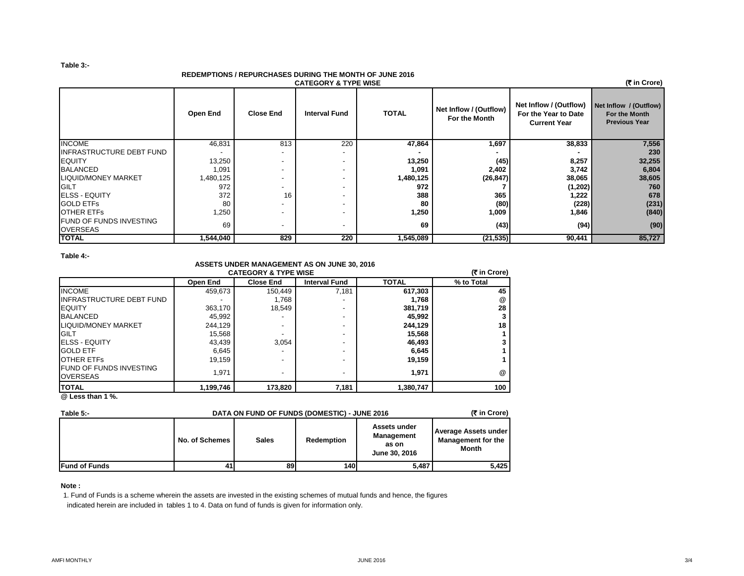**Table 3:-**

**REDEMPTIONS / REPURCHASES DURING THE MONTH OF JUNE 2016**
**CATEGORY & TYPE WISE**

**(₹ in Crore)**

| | Open End | Close End | Interval Fund | TOTAL | Net Inflow / (Outflow) For the Month | Net Inflow / (Outflow) For the Year to Date Current Year | Net Inflow / (Outflow) For the Month Previous Year |
|---|---|---|---|---|---|---|---|
| INCOME | 46,831 | 813 | 220 | 47,864 | 1,697 | 38,833 | 7,556 |
| INFRASTRUCTURE DEBT FUND | - | - | - | - | - | - | 230 |
| EQUITY | 13,250 | - | - | 13,250 | (45) | 8,257 | 32,255 |
| BALANCED | 1,091 | - | - | 1,091 | 2,402 | 3,742 | 6,804 |
| LIQUID/MONEY MARKET | 1,480,125 | - | - | 1,480,125 | (26,847) | 38,065 | 38,605 |
| GILT | 972 | - | - | 972 | 7 | (1,202) | 760 |
| ELSS - EQUITY | 372 | 16 | - | 388 | 365 | 1,222 | 678 |
| GOLD ETFs | 80 | - | - | 80 | (80) | (228) | (231) |
| OTHER ETFs | 1,250 | - | - | 1,250 | 1,009 | 1,846 | (840) |
| FUND OF FUNDS INVESTING OVERSEAS | 69 | - | - | 69 | (43) | (94) | (90) |
| **TOTAL** | **1,544,040** | **829** | **220** | **1,545,089** | **(21,535)** | **90,441** | **85,727** |

**Table 4:-**

**ASSETS UNDER MANAGEMENT AS ON JUNE 30, 2016**
**CATEGORY & TYPE WISE**

**(₹ in Crore)**

| | Open End | Close End | Interval Fund | TOTAL | % to Total |
|---|---|---|---|---|---|
| INCOME | 459,673 | 150,449 | 7,181 | 617,303 | 45 |
| INFRASTRUCTURE DEBT FUND | - | 1,768 | - | 1,768 | @ |
| EQUITY | 363,170 | 18,549 | - | 381,719 | 28 |
| BALANCED | 45,992 | - | - | 45,992 | 3 |
| LIQUID/MONEY MARKET | 244,129 | - | - | 244,129 | 18 |
| GILT | 15,568 | - | - | 15,568 | 1 |
| ELSS - EQUITY | 43,439 | 3,054 | - | 46,493 | 3 |
| GOLD ETF | 6,645 | - | - | 6,645 | 1 |
| OTHER ETFs | 19,159 | - | - | 19,159 | 1 |
| FUND OF FUNDS INVESTING OVERSEAS | 1,971 | - | - | 1,971 | @ |
| **TOTAL** | **1,199,746** | **173,820** | **7,181** | **1,380,747** | **100** |

**@ Less than 1 %.**

**Table 5:-** **DATA ON FUND OF FUNDS (DOMESTIC) - JUNE 2016** **(₹ in Crore)**

| | No. of Schemes | Sales | Redemption | Assets under Management as on June 30, 2016 | Average Assets under Management for the Month |
|---|---|---|---|---|---|
| **Fund of Funds** | 41 | 89 | 140 | 5,487 | 5,425 |

**Note :**

1. Fund of Funds is a scheme wherein the assets are invested in the existing schemes of mutual funds and hence, the figures indicated herein are included in tables 1 to 4. Data on fund of funds is given for information only.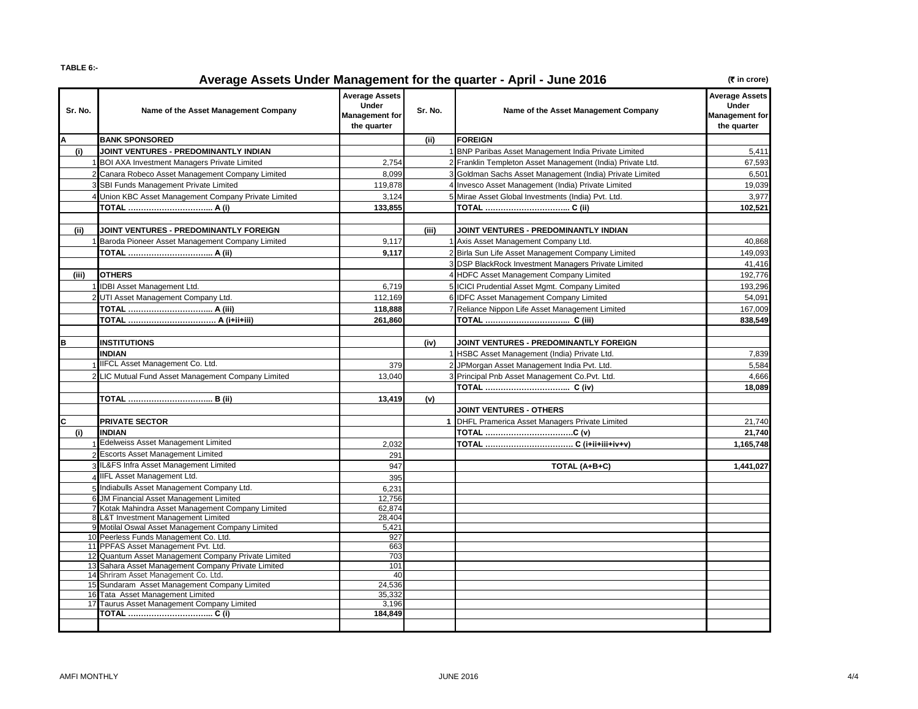**TABLE 6:-**

## Average Assets Under Management for the quarter - April - June 2016

(₹ in crore)

| Sr. No. | Name of the Asset Management Company | Average Assets Under Management for the quarter | Sr. No. | Name of the Asset Management Company | Average Assets Under Management for the quarter |
|---|---|---|---|---|---|
| A | **BANK SPONSORED** | | (ii) | **FOREIGN** | |
| (i) | **JOINT VENTURES - PREDOMINANTLY INDIAN** | | 1 | BNP Paribas Asset Management India Private Limited | 5,411 |
| 1 | BOI AXA Investment Managers Private Limited | 2,754 | 2 | Franklin Templeton Asset Management (India) Private Ltd. | 67,593 |
| 2 | Canara Robeco Asset Management Company Limited | 8,099 | 3 | Goldman Sachs Asset Management (India) Private Limited | 6,501 |
| 3 | SBI Funds Management Private Limited | 119,878 | 4 | Invesco Asset Management (India) Private Limited | 19,039 |
| 4 | Union KBC Asset Management Company Private Limited | 3,124 | 5 | Mirae Asset Global Investments (India) Pvt. Ltd. | 3,977 |
| | **TOTAL ………………………….. A (i)** | **133,855** | | **TOTAL ………………………….. C (ii)** | **102,521** |
| | | | | | |
| (ii) | **JOINT VENTURES - PREDOMINANTLY FOREIGN** | | (iii) | **JOINT VENTURES - PREDOMINANTLY INDIAN** | |
| 1 | Baroda Pioneer Asset Management Company Limited | 9,117 | 1 | Axis Asset Management Company Ltd. | 40,868 |
| | **TOTAL ………………………….. A (ii)** | **9,117** | 2 | Birla Sun Life Asset Management Company Limited | 149,093 |
| | | | 3 | DSP BlackRock Investment Managers Private Limited | 41,416 |
| (iii) | **OTHERS** | | 4 | HDFC Asset Management Company Limited | 192,776 |
| 1 | IDBI Asset Management Ltd. | 6,719 | 5 | ICICI Prudential Asset Mgmt. Company Limited | 193,296 |
| 2 | UTI Asset Management Company Ltd. | 112,169 | 6 | IDFC Asset Management Company Limited | 54,091 |
| | **TOTAL ………………………….. A (iii)** | **118,888** | 7 | Reliance Nippon Life Asset Management Limited | 167,009 |
| | **TOTAL ……………………………. A (i+ii+iii)** | **261,860** | | **TOTAL ………………………….. C (iii)** | **838,549** |
| | | | | | |
| B | **INSTITUTIONS** | | (iv) | **JOINT VENTURES - PREDOMINANTLY FOREIGN** | |
| | **INDIAN** | | 1 | HSBC Asset Management (India) Private Ltd. | 7,839 |
| 1 | IIFCL Asset Management Co. Ltd. | 379 | 2 | JPMorgan Asset Management India Pvt. Ltd. | 5,584 |
| 2 | LIC Mutual Fund Asset Management Company Limited | 13,040 | 3 | Principal Pnb Asset Management Co.Pvt. Ltd. | 4,666 |
| | | | | **TOTAL ………………………….. C (iv)** | **18,089** |
| | **TOTAL ………………………….. B (ii)** | **13,419** | (v) | | |
| | | | | **JOINT VENTURES - OTHERS** | |
| C | **PRIVATE SECTOR** | | 1 | DHFL Pramerica Asset Managers Private Limited | 21,740 |
| (i) | **INDIAN** | | | **TOTAL ……………………………C (v)** | **21,740** |
| 1 | Edelweiss Asset Management Limited | 2,032 | | **TOTAL ……………………………. C (i+ii+iii+iv+v)** | **1,165,748** |
| 2 | Escorts Asset Management Limited | 291 | | | |
| 3 | IL&FS Infra Asset Management Limited | 947 | | **TOTAL (A+B+C)** | **1,441,027** |
| 4 | IIFL Asset Management Ltd. | 395 | | | |
| 5 | Indiabulls Asset Management Company Ltd. | 6,231 | | | |
| 6 | JM Financial Asset Management Limited | 12,756 | | | |
| 7 | Kotak Mahindra Asset Management Company Limited | 62,874 | | | |
| 8 | L&T Investment Management Limited | 28,404 | | | |
| 9 | Motilal Oswal Asset Management Company Limited | 5,421 | | | |
| 10 | Peerless Funds Management Co. Ltd. | 927 | | | |
| 11 | PPFAS Asset Management Pvt. Ltd. | 663 | | | |
| 12 | Quantum Asset Management Company Private Limited | 703 | | | |
| 13 | Sahara Asset Management Company Private Limited | 101 | | | |
| 14 | Shriram Asset Management Co. Ltd. | 40 | | | |
| 15 | Sundaram Asset Management Company Limited | 24,536 | | | |
| 16 | Tata Asset Management Limited | 35,332 | | | |
| 17 | Taurus Asset Management Company Limited | 3,196 | | | |
| | **TOTAL ………………………….. C (i)** | **184,849** | | | |